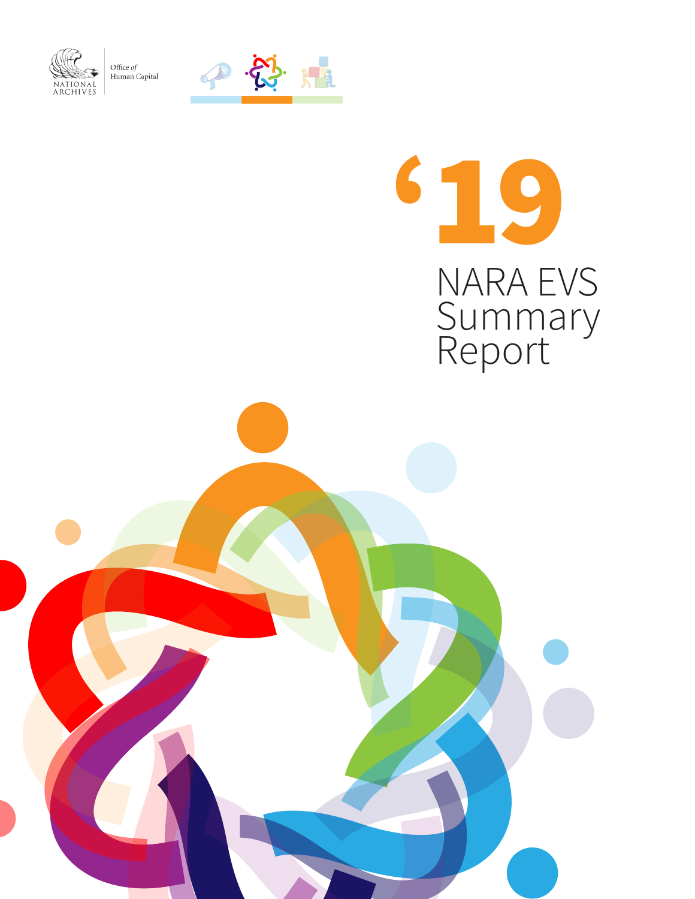NATIONAL ARCHIVES

Office of Human Capital

# ‘19 NARA EVS Summary Report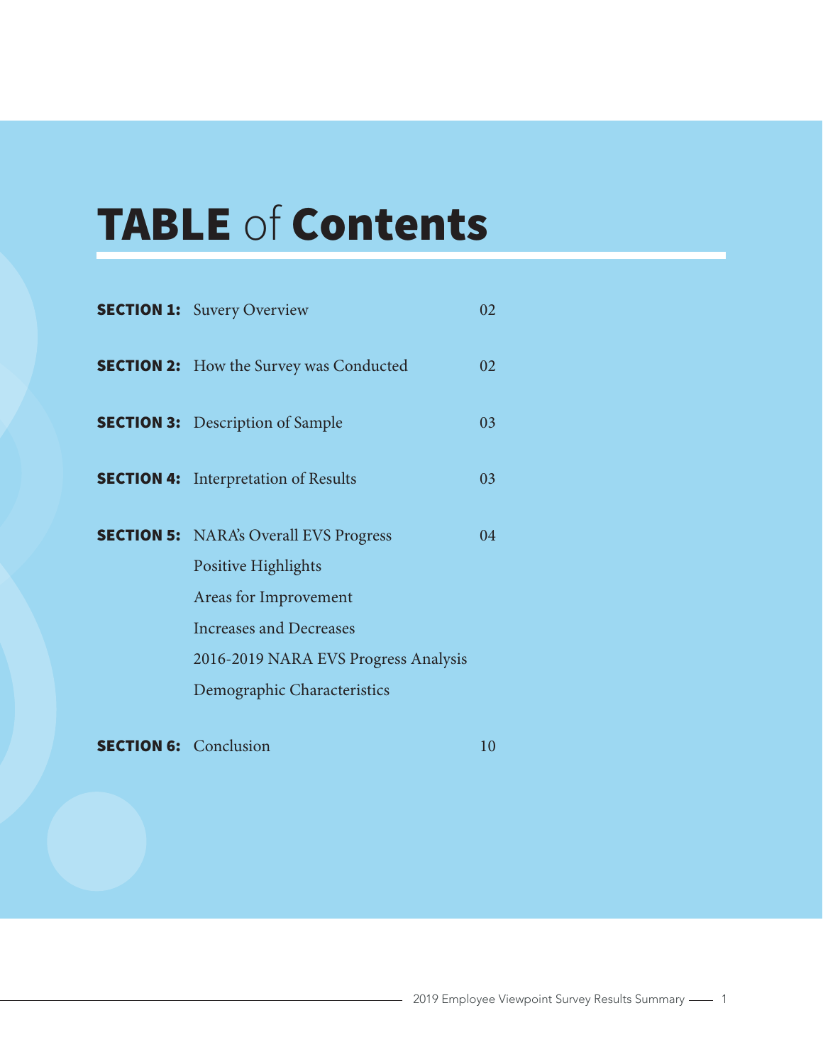# TABLE of Contents

| | | |
|---|---|---|
| **SECTION 1:** | Suvery Overview | 02 |
| **SECTION 2:** | How the Survey was Conducted | 02 |
| **SECTION 3:** | Description of Sample | 03 |
| **SECTION 4:** | Interpretation of Results | 03 |
| **SECTION 5:** | NARA's Overall EVS Progress | 04 |
| | Positive Highlights | |
| | Areas for Improvement | |
| | Increases and Decreases | |
| | 2016-2019 NARA EVS Progress Analysis | |
| | Demographic Characteristics | |
| **SECTION 6:** | Conclusion | 10 |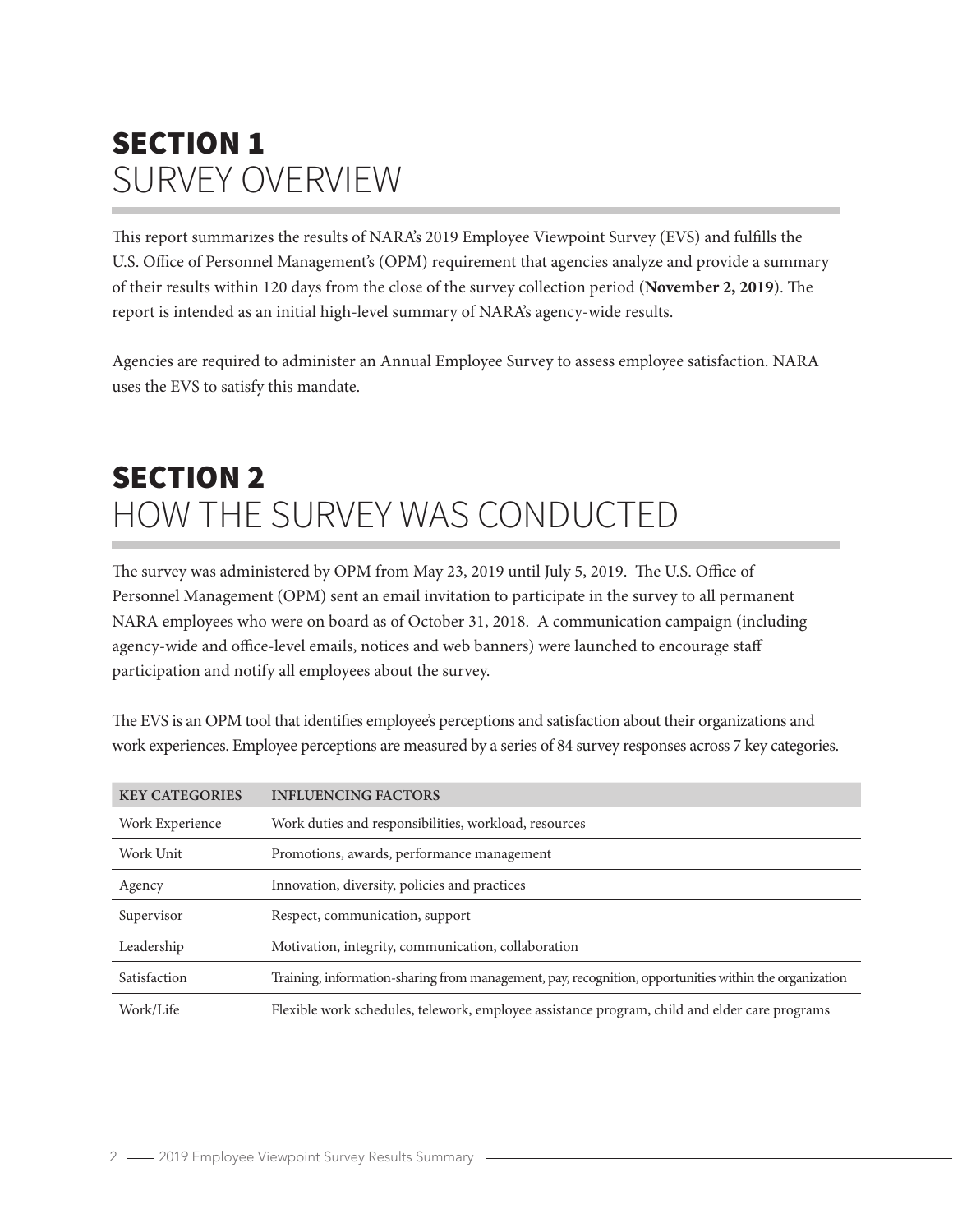## SECTION 1
## SURVEY OVERVIEW

This report summarizes the results of NARA's 2019 Employee Viewpoint Survey (EVS) and fulfills the U.S. Office of Personnel Management's (OPM) requirement that agencies analyze and provide a summary of their results within 120 days from the close of the survey collection period (**November 2, 2019**). The report is intended as an initial high-level summary of NARA's agency-wide results.

Agencies are required to administer an Annual Employee Survey to assess employee satisfaction. NARA uses the EVS to satisfy this mandate.

## SECTION 2
## HOW THE SURVEY WAS CONDUCTED

The survey was administered by OPM from May 23, 2019 until July 5, 2019. The U.S. Office of Personnel Management (OPM) sent an email invitation to participate in the survey to all permanent NARA employees who were on board as of October 31, 2018. A communication campaign (including agency-wide and office-level emails, notices and web banners) were launched to encourage staff participation and notify all employees about the survey.

The EVS is an OPM tool that identifies employee's perceptions and satisfaction about their organizations and work experiences. Employee perceptions are measured by a series of 84 survey responses across 7 key categories.

| KEY CATEGORIES | INFLUENCING FACTORS |
|---|---|
| Work Experience | Work duties and responsibilities, workload, resources |
| Work Unit | Promotions, awards, performance management |
| Agency | Innovation, diversity, policies and practices |
| Supervisor | Respect, communication, support |
| Leadership | Motivation, integrity, communication, collaboration |
| Satisfaction | Training, information-sharing from management, pay, recognition, opportunities within the organization |
| Work/Life | Flexible work schedules, telework, employee assistance program, child and elder care programs |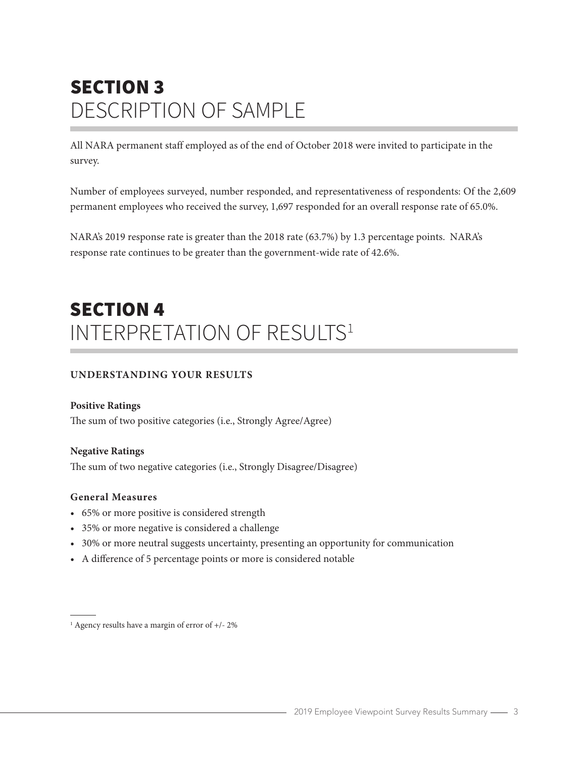# SECTION 3
# DESCRIPTION OF SAMPLE

All NARA permanent staff employed as of the end of October 2018 were invited to participate in the survey.

Number of employees surveyed, number responded, and representativeness of respondents: Of the 2,609 permanent employees who received the survey, 1,697 responded for an overall response rate of 65.0%.

NARA's 2019 response rate is greater than the 2018 rate (63.7%) by 1.3 percentage points. NARA's response rate continues to be greater than the government-wide rate of 42.6%.

# SECTION 4
# INTERPRETATION OF RESULTS[1]

### UNDERSTANDING YOUR RESULTS

**Positive Ratings**
The sum of two positive categories (i.e., Strongly Agree/Agree)

**Negative Ratings**
The sum of two negative categories (i.e., Strongly Disagree/Disagree)

**General Measures**

- 65% or more positive is considered strength
- 35% or more negative is considered a challenge
- 30% or more neutral suggests uncertainty, presenting an opportunity for communication
- A difference of 5 percentage points or more is considered notable

[1] Agency results have a margin of error of +/- 2%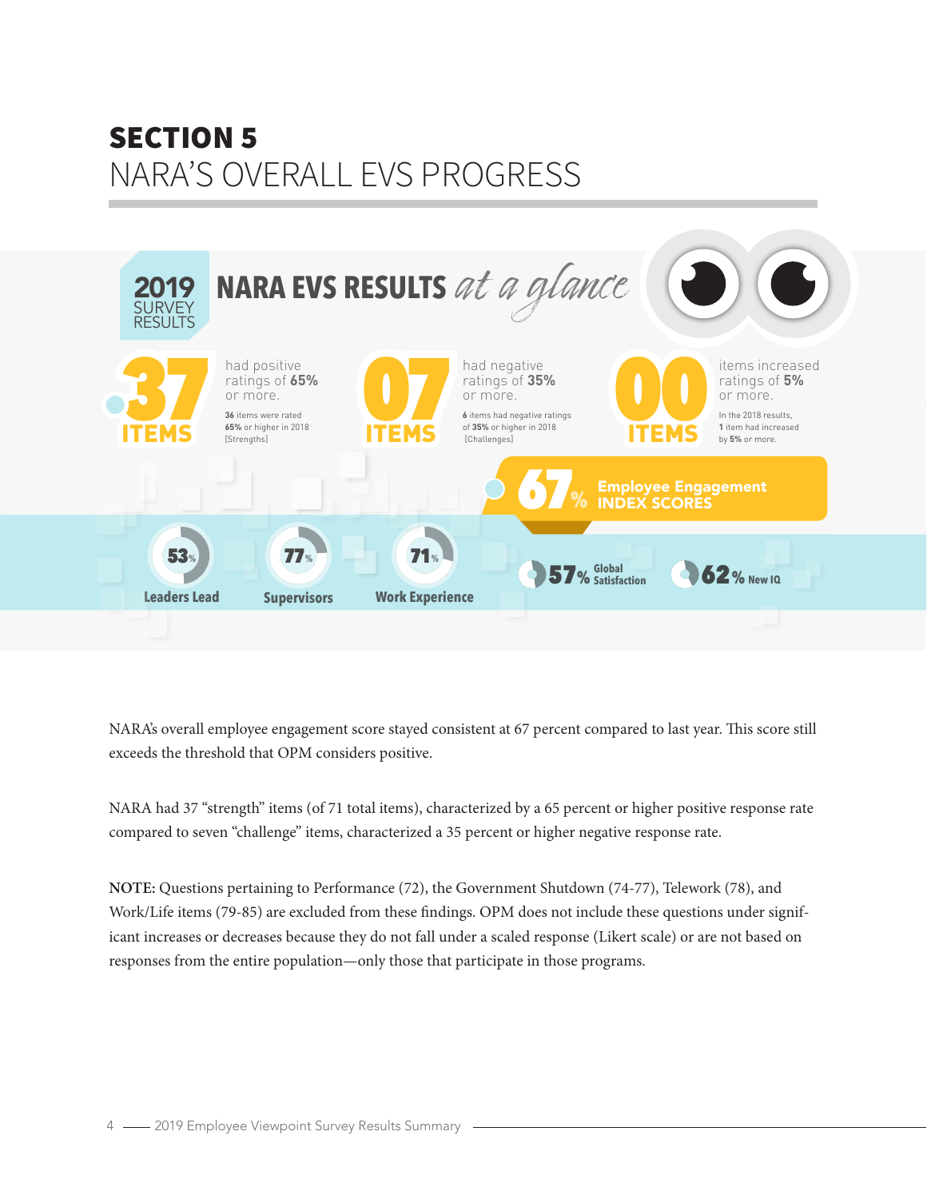# SECTION 5
## NARA'S OVERALL EVS PROGRESS

### 2019 SURVEY RESULTS — NARA EVS RESULTS *at a glance*

**37 ITEMS** had positive ratings of **65%** or more.
**36** items were rated **65%** or higher in 2018 [Strengths]

**07 ITEMS** had negative ratings of **35%** or more.
**6** items had negative ratings of **35%** or higher in 2018 [Challenges]

**00 ITEMS** items increased ratings of **5%** or more.
In the 2018 results, **1** item had increased by **5%** or more.

**67%** Employee Engagement INDEX SCORES

- **53%** Leaders Lead
- **77%** Supervisors
- **71%** Work Experience
- **57%** Global Satisfaction
- **62%** New IQ

NARA's overall employee engagement score stayed consistent at 67 percent compared to last year. This score still exceeds the threshold that OPM considers positive.

NARA had 37 "strength" items (of 71 total items), characterized by a 65 percent or higher positive response rate compared to seven "challenge" items, characterized a 35 percent or higher negative response rate.

**NOTE:** Questions pertaining to Performance (72), the Government Shutdown (74-77), Telework (78), and Work/Life items (79-85) are excluded from these findings. OPM does not include these questions under significant increases or decreases because they do not fall under a scaled response (Likert scale) or are not based on responses from the entire population—only those that participate in those programs.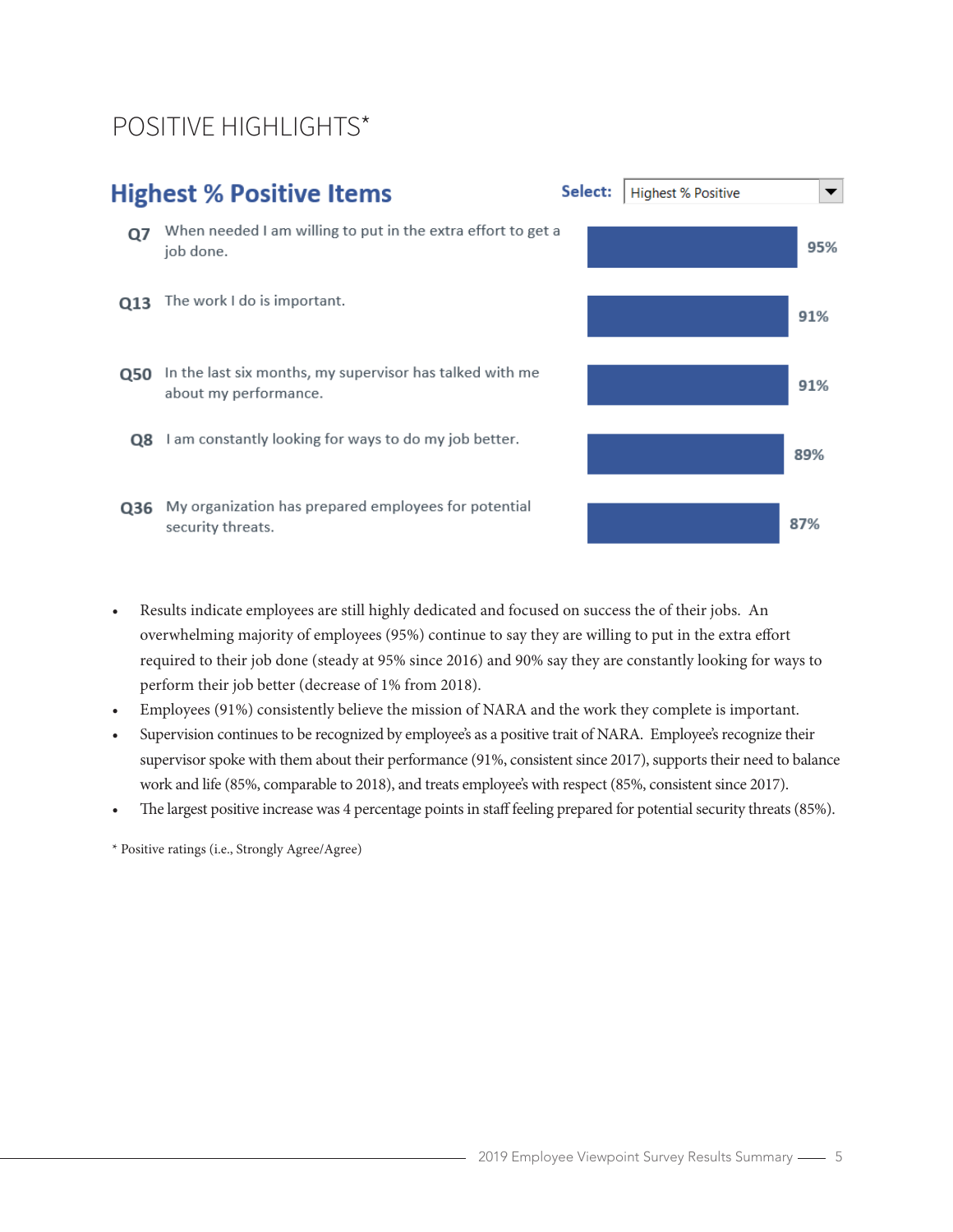# POSITIVE HIGHLIGHTS*

## Highest % Positive Items

Select: Highest % Positive

| Item | Statement | % Positive |
|---|---|---|
| Q7 | When needed I am willing to put in the extra effort to get a job done. | 95% |
| Q13 | The work I do is important. | 91% |
| Q50 | In the last six months, my supervisor has talked with me about my performance. | 91% |
| Q8 | I am constantly looking for ways to do my job better. | 89% |
| Q36 | My organization has prepared employees for potential security threats. | 87% |

- Results indicate employees are still highly dedicated and focused on success the of their jobs. An overwhelming majority of employees (95%) continue to say they are willing to put in the extra effort required to their job done (steady at 95% since 2016) and 90% say they are constantly looking for ways to perform their job better (decrease of 1% from 2018).
- Employees (91%) consistently believe the mission of NARA and the work they complete is important.
- Supervision continues to be recognized by employee's as a positive trait of NARA. Employee's recognize their supervisor spoke with them about their performance (91%, consistent since 2017), supports their need to balance work and life (85%, comparable to 2018), and treats employee's with respect (85%, consistent since 2017).
- The largest positive increase was 4 percentage points in staff feeling prepared for potential security threats (85%).

* Positive ratings (i.e., Strongly Agree/Agree)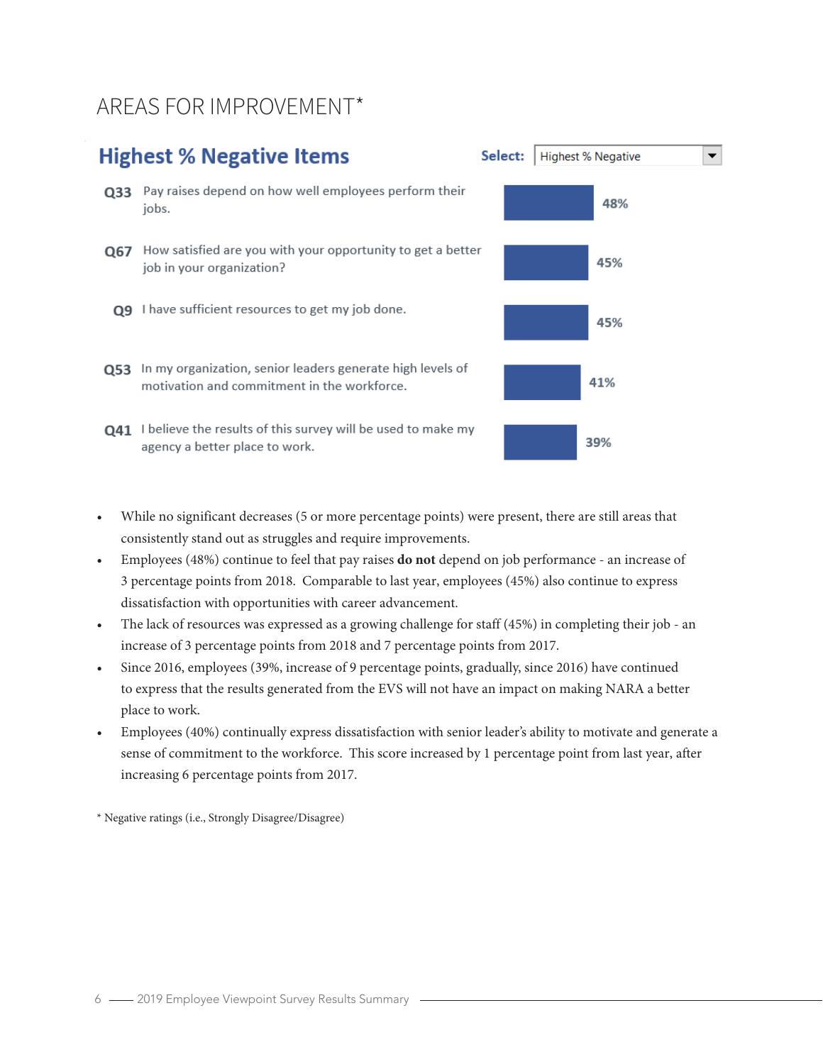# AREAS FOR IMPROVEMENT*

## Highest % Negative Items

Select: Highest % Negative

| Item | Question | % Negative |
|---|---|---|
| Q33 | Pay raises depend on how well employees perform their jobs. | 48% |
| Q67 | How satisfied are you with your opportunity to get a better job in your organization? | 45% |
| Q9 | I have sufficient resources to get my job done. | 45% |
| Q53 | In my organization, senior leaders generate high levels of motivation and commitment in the workforce. | 41% |
| Q41 | I believe the results of this survey will be used to make my agency a better place to work. | 39% |

- While no significant decreases (5 or more percentage points) were present, there are still areas that consistently stand out as struggles and require improvements.
- Employees (48%) continue to feel that pay raises **do not** depend on job performance - an increase of 3 percentage points from 2018. Comparable to last year, employees (45%) also continue to express dissatisfaction with opportunities with career advancement.
- The lack of resources was expressed as a growing challenge for staff (45%) in completing their job - an increase of 3 percentage points from 2018 and 7 percentage points from 2017.
- Since 2016, employees (39%, increase of 9 percentage points, gradually, since 2016) have continued to express that the results generated from the EVS will not have an impact on making NARA a better place to work.
- Employees (40%) continually express dissatisfaction with senior leader's ability to motivate and generate a sense of commitment to the workforce. This score increased by 1 percentage point from last year, after increasing 6 percentage points from 2017.

* Negative ratings (i.e., Strongly Disagree/Disagree)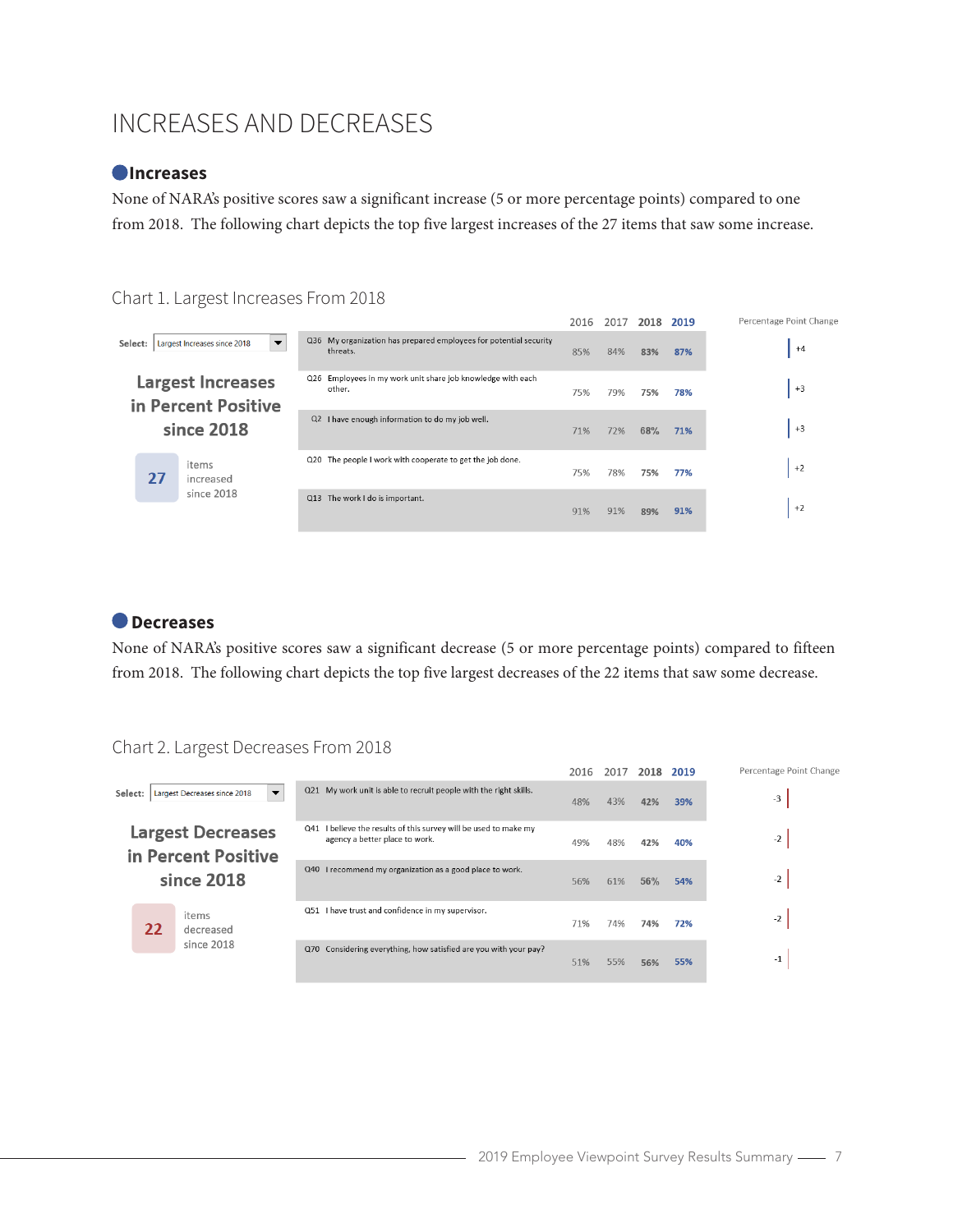# INCREASES AND DECREASES

## Increases

None of NARA's positive scores saw a significant increase (5 or more percentage points) compared to one from 2018. The following chart depicts the top five largest increases of the 27 items that saw some increase.

### Chart 1. Largest Increases From 2018

Select: Largest Increases since 2018

**Largest Increases in Percent Positive since 2018**

**27** items increased since 2018

| Item | 2016 | 2017 | 2018 | 2019 | Percentage Point Change |
|---|---|---|---|---|---|
| Q36 My organization has prepared employees for potential security threats. | 85% | 84% | 83% | 87% | +4 |
| Q26 Employees in my work unit share job knowledge with each other. | 75% | 79% | 75% | 78% | +3 |
| Q2 I have enough information to do my job well. | 71% | 72% | 68% | 71% | +3 |
| Q20 The people I work with cooperate to get the job done. | 75% | 78% | 75% | 77% | +2 |
| Q13 The work I do is important. | 91% | 91% | 89% | 91% | +2 |

## Decreases

None of NARA's positive scores saw a significant decrease (5 or more percentage points) compared to fifteen from 2018. The following chart depicts the top five largest decreases of the 22 items that saw some decrease.

### Chart 2. Largest Decreases From 2018

Select: Largest Decreases since 2018

**Largest Decreases in Percent Positive since 2018**

**22** items decreased since 2018

| Item | 2016 | 2017 | 2018 | 2019 | Percentage Point Change |
|---|---|---|---|---|---|
| Q21 My work unit is able to recruit people with the right skills. | 48% | 43% | 42% | 39% | -3 |
| Q41 I believe the results of this survey will be used to make my agency a better place to work. | 49% | 48% | 42% | 40% | -2 |
| Q40 I recommend my organization as a good place to work. | 56% | 61% | 56% | 54% | -2 |
| Q51 I have trust and confidence in my supervisor. | 71% | 74% | 74% | 72% | -2 |
| Q70 Considering everything, how satisfied are you with your pay? | 51% | 55% | 56% | 55% | -1 |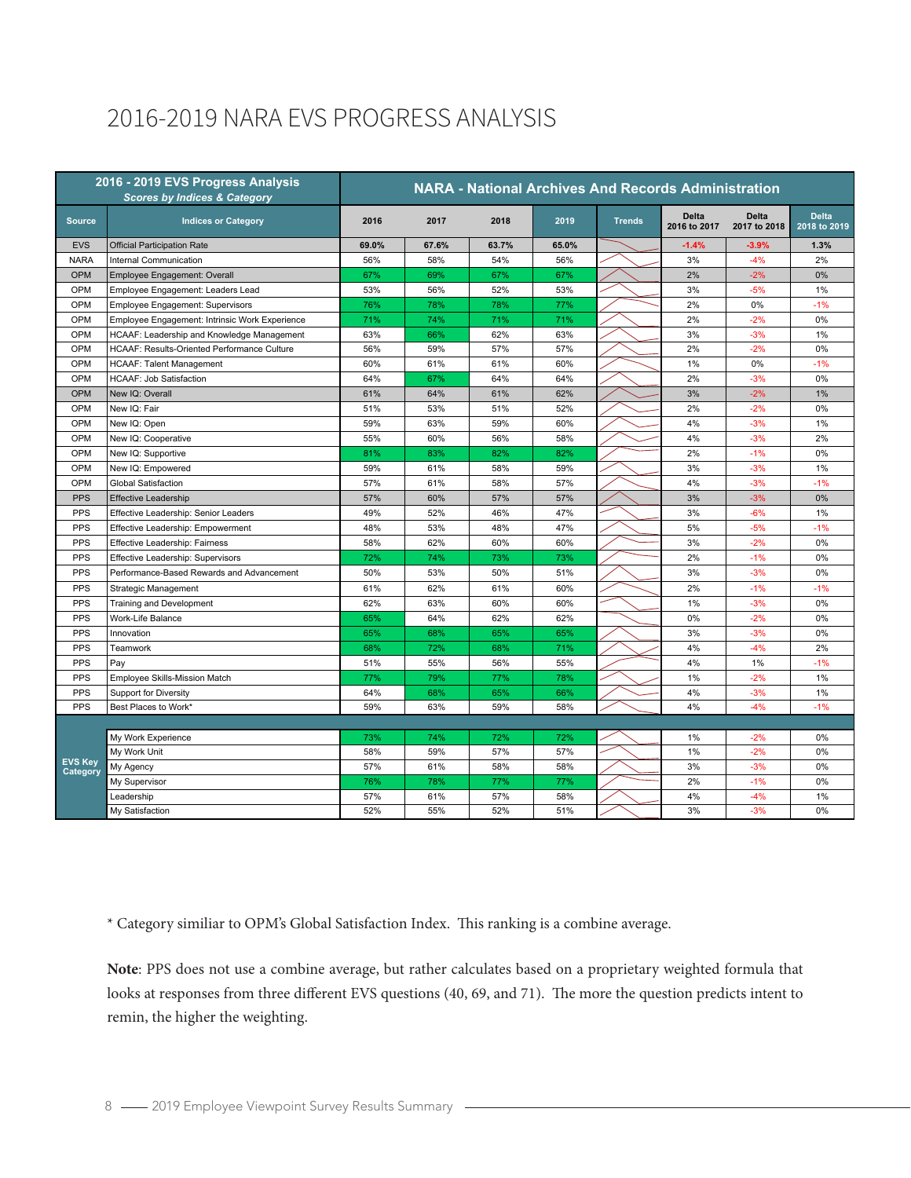# 2016-2019 NARA EVS PROGRESS ANALYSIS

| 2016 - 2019 EVS Progress Analysis *Scores by Indices & Category* | | NARA - National Archives And Records Administration | | | | | | | |
|---|---|---|---|---|---|---|---|---|---|
| **Source** | **Indices or Category** | **2016** | **2017** | **2018** | **2019** | **Trends** | **Delta 2016 to 2017** | **Delta 2017 to 2018** | **Delta 2018 to 2019** |
| EVS | Official Participation Rate | **69.0%** | **67.6%** | **63.7%** | **65.0%** | | **-1.4%** | **-3.9%** | **1.3%** |
| NARA | Internal Communication | 56% | 58% | 54% | 56% | | 3% | -4% | 2% |
| OPM | Employee Engagement: Overall | 67% | 69% | 67% | 67% | | 2% | -2% | 0% |
| OPM | Employee Engagement: Leaders Lead | 53% | 56% | 52% | 53% | | 3% | -5% | 1% |
| OPM | Employee Engagement: Supervisors | 76% | 78% | 78% | 77% | | 2% | 0% | -1% |
| OPM | Employee Engagement: Intrinsic Work Experience | 71% | 74% | 71% | 71% | | 2% | -2% | 0% |
| OPM | HCAAF: Leadership and Knowledge Management | 63% | 66% | 62% | 63% | | 3% | -3% | 1% |
| OPM | HCAAF: Results-Oriented Performance Culture | 56% | 59% | 57% | 57% | | 2% | -2% | 0% |
| OPM | HCAAF: Talent Management | 60% | 61% | 61% | 60% | | 1% | 0% | -1% |
| OPM | HCAAF: Job Satisfaction | 64% | 67% | 64% | 64% | | 2% | -3% | 0% |
| OPM | New IQ: Overall | 61% | 64% | 61% | 62% | | 3% | -2% | 1% |
| OPM | New IQ: Fair | 51% | 53% | 51% | 52% | | 2% | -2% | 0% |
| OPM | New IQ: Open | 59% | 63% | 59% | 60% | | 4% | -3% | 1% |
| OPM | New IQ: Cooperative | 55% | 60% | 56% | 58% | | 4% | -3% | 2% |
| OPM | New IQ: Supportive | 81% | 83% | 82% | 82% | | 2% | -1% | 0% |
| OPM | New IQ: Empowered | 59% | 61% | 58% | 59% | | 3% | -3% | 1% |
| OPM | Global Satisfaction | 57% | 61% | 58% | 57% | | 4% | -3% | -1% |
| PPS | Effective Leadership | 57% | 60% | 57% | 57% | | 3% | -3% | 0% |
| PPS | Effective Leadership: Senior Leaders | 49% | 52% | 46% | 47% | | 3% | -6% | 1% |
| PPS | Effective Leadership: Empowerment | 48% | 53% | 48% | 47% | | 5% | -5% | -1% |
| PPS | Effective Leadership: Fairness | 58% | 62% | 60% | 60% | | 3% | -2% | 0% |
| PPS | Effective Leadership: Supervisors | 72% | 74% | 73% | 73% | | 2% | -1% | 0% |
| PPS | Performance-Based Rewards and Advancement | 50% | 53% | 50% | 51% | | 3% | -3% | 0% |
| PPS | Strategic Management | 61% | 62% | 61% | 60% | | 2% | -1% | -1% |
| PPS | Training and Development | 62% | 63% | 60% | 60% | | 1% | -3% | 0% |
| PPS | Work-Life Balance | 65% | 64% | 62% | 62% | | 0% | -2% | 0% |
| PPS | Innovation | 65% | 68% | 65% | 65% | | 3% | -3% | 0% |
| PPS | Teamwork | 68% | 72% | 68% | 71% | | 4% | -4% | 2% |
| PPS | Pay | 51% | 55% | 56% | 55% | | 4% | 1% | -1% |
| PPS | Employee Skills-Mission Match | 77% | 79% | 77% | 78% | | 1% | -2% | 1% |
| PPS | Support for Diversity | 64% | 68% | 65% | 66% | | 4% | -3% | 1% |
| PPS | Best Places to Work* | 59% | 63% | 59% | 58% | | 4% | -4% | -1% |
| EVS Key Category | My Work Experience | 73% | 74% | 72% | 72% | | 1% | -2% | 0% |
| EVS Key Category | My Work Unit | 58% | 59% | 57% | 57% | | 1% | -2% | 0% |
| EVS Key Category | My Agency | 57% | 61% | 58% | 58% | | 3% | -3% | 0% |
| EVS Key Category | My Supervisor | 76% | 78% | 77% | 77% | | 2% | -1% | 0% |
| EVS Key Category | Leadership | 57% | 61% | 57% | 58% | | 4% | -4% | 1% |
| EVS Key Category | My Satisfaction | 52% | 55% | 52% | 51% | | 3% | -3% | 0% |

* Category similiar to OPM's Global Satisfaction Index. This ranking is a combine average.

**Note**: PPS does not use a combine average, but rather calculates based on a proprietary weighted formula that looks at responses from three different EVS questions (40, 69, and 71). The more the question predicts intent to remin, the higher the weighting.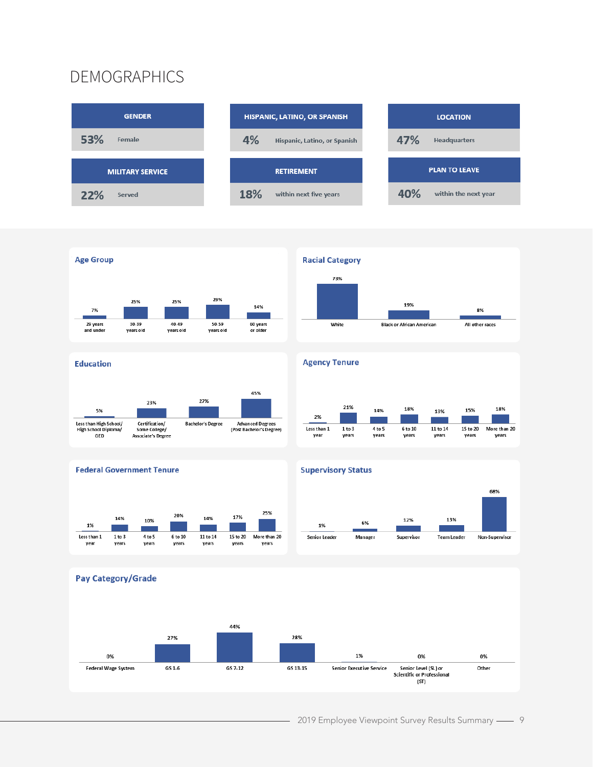# DEMOGRAPHICS

| GENDER | |
|---|---|
| 53% | Female |

| HISPANIC, LATINO, OR SPANISH | |
|---|---|
| 4% | Hispanic, Latino, or Spanish |

| LOCATION | |
|---|---|
| 47% | Headquarters |

| MILITARY SERVICE | |
|---|---|
| 22% | Served |

| RETIREMENT | |
|---|---|
| 18% | within next five years |

| PLAN TO LEAVE | |
|---|---|
| 40% | within the next year |

## Age Group

| 29 years and under | 30-39 years old | 40-49 years old | 50-59 years old | 60 years or older |
|---|---|---|---|---|
| 7% | 25% | 25% | 29% | 14% |

## Racial Category

| White | Black or African American | All other races |
|---|---|---|
| 73% | 19% | 8% |

## Education

| Less than High School/ High School Diploma/ GED | Certification/ Some College/ Associate's Degree | Bachelor's Degree | Advanced Degrees (Post Bachelor's Degree) |
|---|---|---|---|
| 5% | 23% | 27% | 45% |

## Agency Tenure

| Less than 1 year | 1 to 3 years | 4 to 5 years | 6 to 10 years | 11 to 14 years | 15 to 20 years | More than 20 years |
|---|---|---|---|---|---|---|
| 2% | 21% | 14% | 18% | 13% | 15% | 18% |

## Federal Government Tenure

| Less than 1 year | 1 to 3 years | 4 to 5 years | 6 to 10 years | 11 to 14 years | 15 to 20 years | More than 20 years |
|---|---|---|---|---|---|---|
| 1% | 14% | 10% | 20% | 14% | 17% | 25% |

## Supervisory Status

| Senior Leader | Manager | Supervisor | Team Leader | Non-Supervisor |
|---|---|---|---|---|
| 1% | 6% | 12% | 13% | 68% |

## Pay Category/Grade

| Federal Wage System | GS 1-6 | GS 7-12 | GS 13-15 | Senior Executive Service | Senior Level (SL) or Scientific or Professional (ST) | Other |
|---|---|---|---|---|---|---|
| 0% | 27% | 44% | 28% | 1% | 0% | 0% |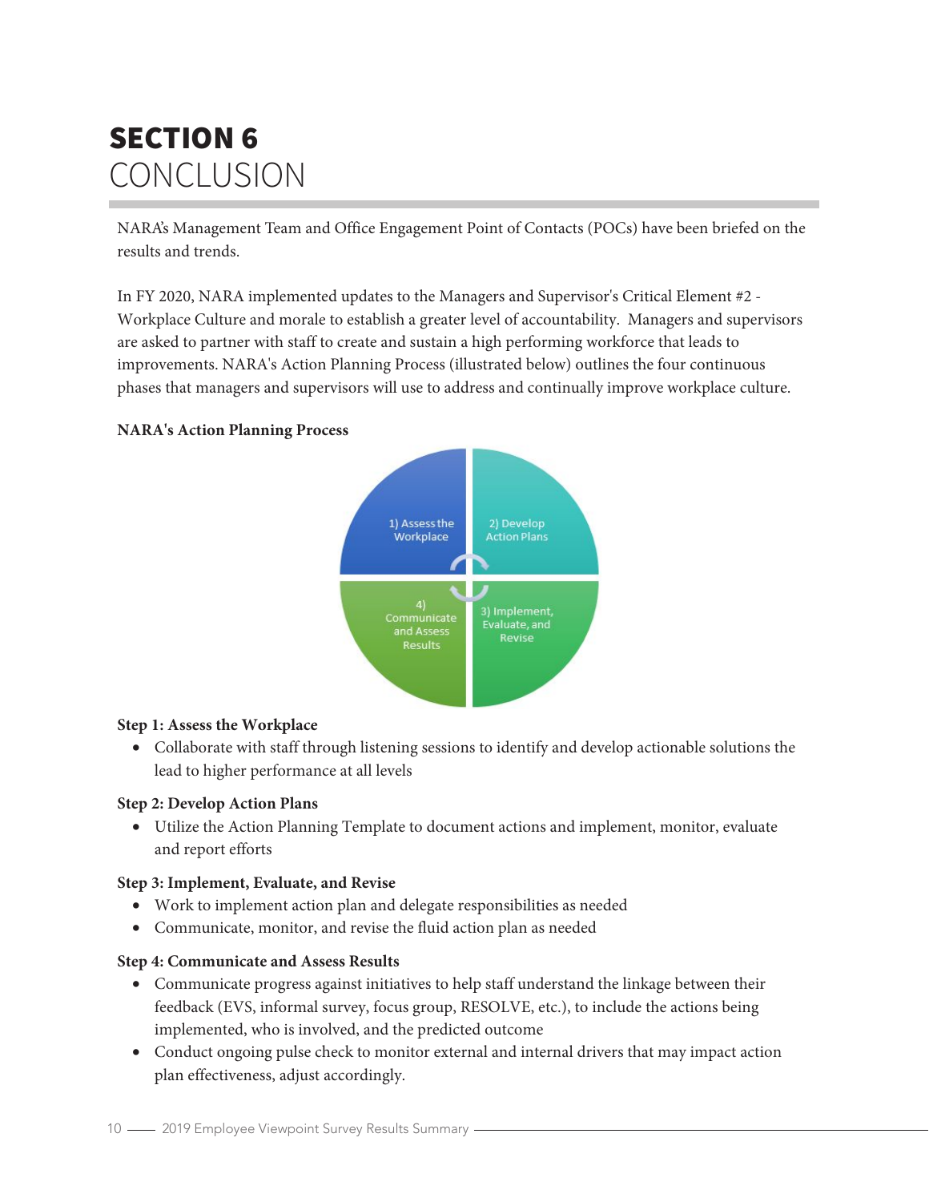# SECTION 6
## CONCLUSION

NARA's Management Team and Office Engagement Point of Contacts (POCs) have been briefed on the results and trends.

In FY 2020, NARA implemented updates to the Managers and Supervisor's Critical Element #2 - Workplace Culture and morale to establish a greater level of accountability. Managers and supervisors are asked to partner with staff to create and sustain a high performing workforce that leads to improvements. NARA's Action Planning Process (illustrated below) outlines the four continuous phases that managers and supervisors will use to address and continually improve workplace culture.

**NARA's Action Planning Process**

1) Assess the Workplace
2) Develop Action Plans
3) Implement, Evaluate, and Revise
4) Communicate and Assess Results

**Step 1: Assess the Workplace**

- Collaborate with staff through listening sessions to identify and develop actionable solutions the lead to higher performance at all levels

**Step 2: Develop Action Plans**

- Utilize the Action Planning Template to document actions and implement, monitor, evaluate and report efforts

**Step 3: Implement, Evaluate, and Revise**

- Work to implement action plan and delegate responsibilities as needed
- Communicate, monitor, and revise the fluid action plan as needed

**Step 4: Communicate and Assess Results**

- Communicate progress against initiatives to help staff understand the linkage between their feedback (EVS, informal survey, focus group, RESOLVE, etc.), to include the actions being implemented, who is involved, and the predicted outcome
- Conduct ongoing pulse check to monitor external and internal drivers that may impact action plan effectiveness, adjust accordingly.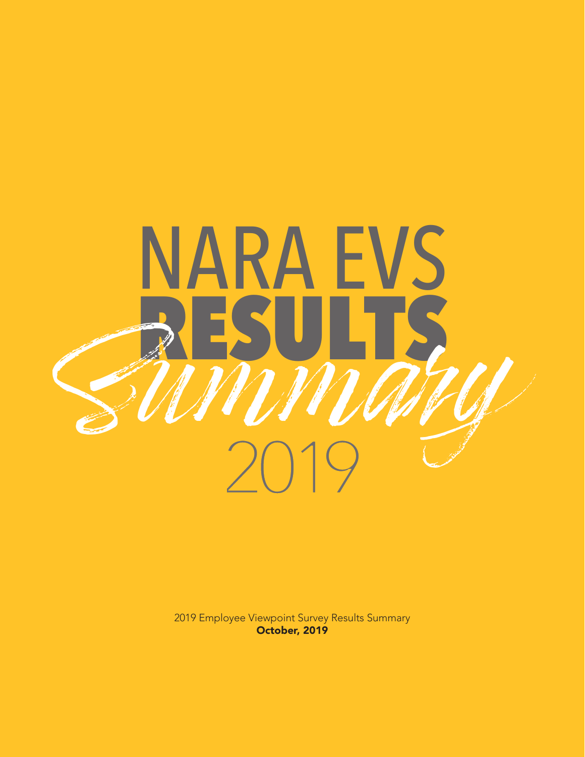# NARA EVS RESULTS Summary 2019

2019 Employee Viewpoint Survey Results Summary
**October, 2019**